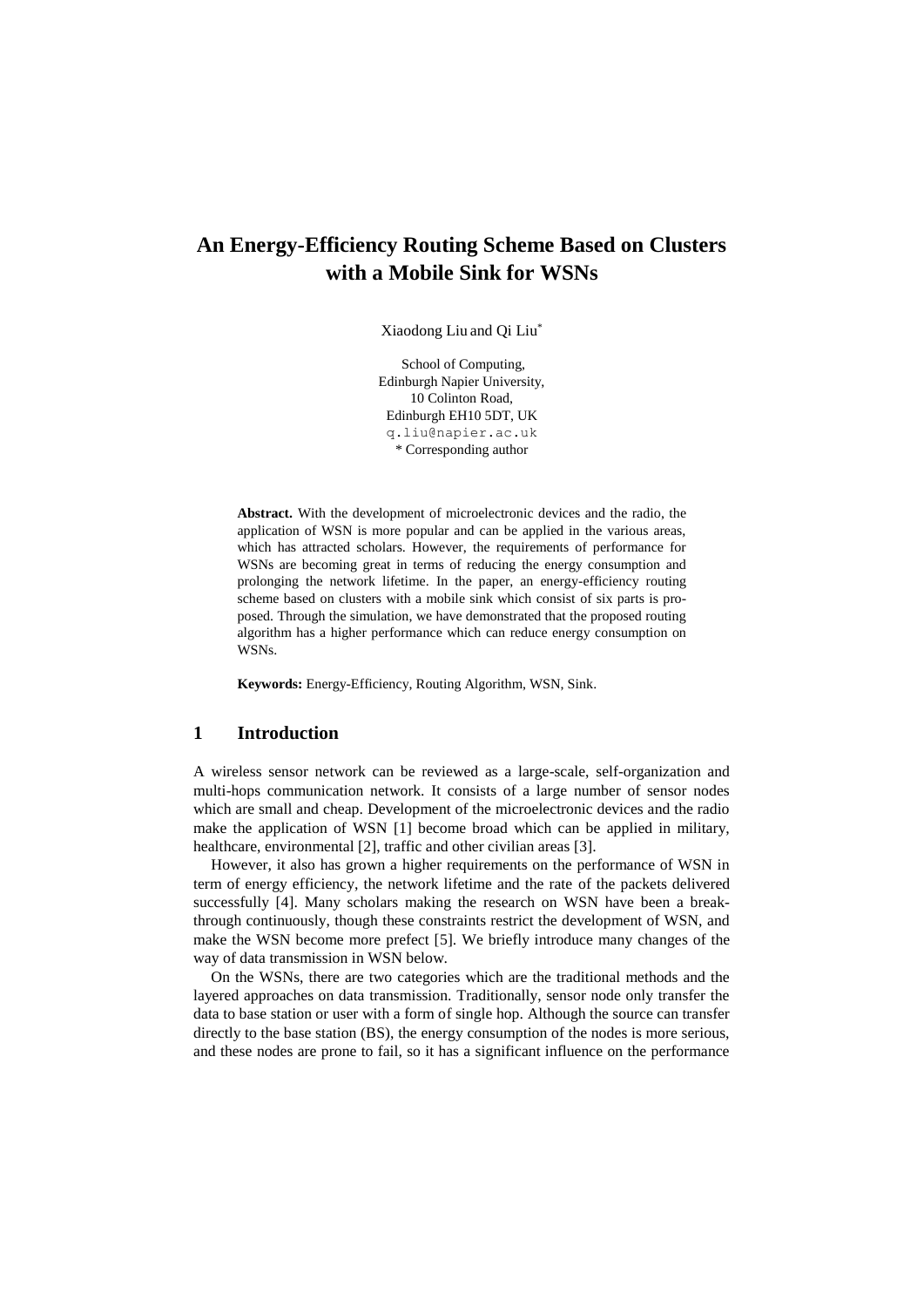# An Energy-Efficiency Routing Scheme Based on Clusters with a Mobile Sink for WSNs

Xiaodong Liu and Qi Liu*

School of Computing,
Edinburgh Napier University,
10 Colinton Road,
Edinburgh EH10 5DT, UK
q.liu@napier.ac.uk
* Corresponding author

**Abstract.** With the development of microelectronic devices and the radio, the application of WSN is more popular and can be applied in the various areas, which has attracted scholars. However, the requirements of performance for WSNs are becoming great in terms of reducing the energy consumption and prolonging the network lifetime. In the paper, an energy-efficiency routing scheme based on clusters with a mobile sink which consist of six parts is proposed. Through the simulation, we have demonstrated that the proposed routing algorithm has a higher performance which can reduce energy consumption on WSNs.

**Keywords:** Energy-Efficiency, Routing Algorithm, WSN, Sink.

## 1 Introduction

A wireless sensor network can be reviewed as a large-scale, self-organization and multi-hops communication network. It consists of a large number of sensor nodes which are small and cheap. Development of the microelectronic devices and the radio make the application of WSN [1] become broad which can be applied in military, healthcare, environmental [2], traffic and other civilian areas [3].

However, it also has grown a higher requirements on the performance of WSN in term of energy efficiency, the network lifetime and the rate of the packets delivered successfully [4]. Many scholars making the research on WSN have been a breakthrough continuously, though these constraints restrict the development of WSN, and make the WSN become more prefect [5]. We briefly introduce many changes of the way of data transmission in WSN below.

On the WSNs, there are two categories which are the traditional methods and the layered approaches on data transmission. Traditionally, sensor node only transfer the data to base station or user with a form of single hop. Although the source can transfer directly to the base station (BS), the energy consumption of the nodes is more serious, and these nodes are prone to fail, so it has a significant influence on the performance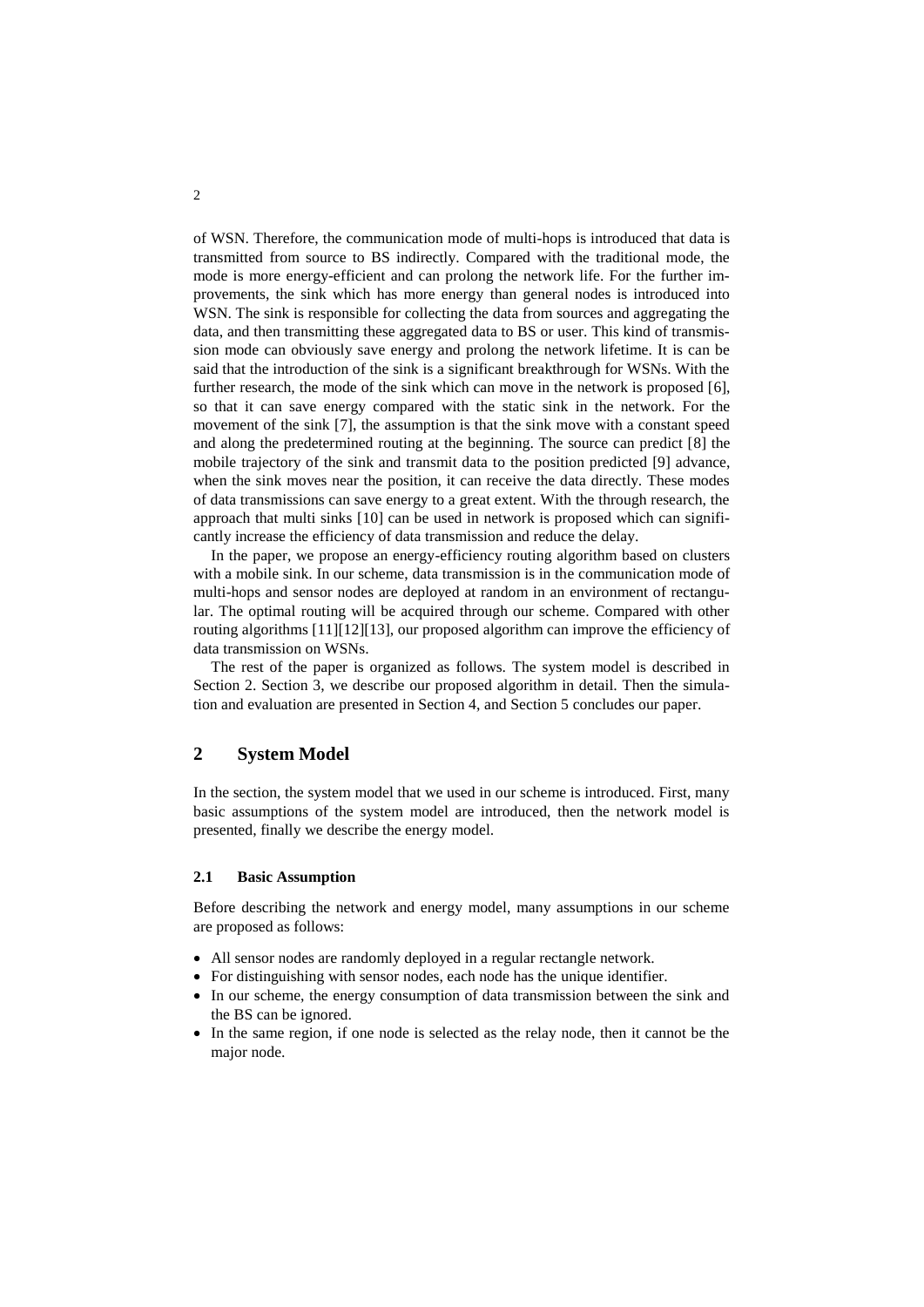of WSN. Therefore, the communication mode of multi-hops is introduced that data is transmitted from source to BS indirectly. Compared with the traditional mode, the mode is more energy-efficient and can prolong the network life. For the further improvements, the sink which has more energy than general nodes is introduced into WSN. The sink is responsible for collecting the data from sources and aggregating the data, and then transmitting these aggregated data to BS or user. This kind of transmission mode can obviously save energy and prolong the network lifetime. It is can be said that the introduction of the sink is a significant breakthrough for WSNs. With the further research, the mode of the sink which can move in the network is proposed [6], so that it can save energy compared with the static sink in the network. For the movement of the sink [7], the assumption is that the sink move with a constant speed and along the predetermined routing at the beginning. The source can predict [8] the mobile trajectory of the sink and transmit data to the position predicted [9] advance, when the sink moves near the position, it can receive the data directly. These modes of data transmissions can save energy to a great extent. With the through research, the approach that multi sinks [10] can be used in network is proposed which can significantly increase the efficiency of data transmission and reduce the delay.

In the paper, we propose an energy-efficiency routing algorithm based on clusters with a mobile sink. In our scheme, data transmission is in the communication mode of multi-hops and sensor nodes are deployed at random in an environment of rectangular. The optimal routing will be acquired through our scheme. Compared with other routing algorithms [11][12][13], our proposed algorithm can improve the efficiency of data transmission on WSNs.

The rest of the paper is organized as follows. The system model is described in Section 2. Section 3, we describe our proposed algorithm in detail. Then the simulation and evaluation are presented in Section 4, and Section 5 concludes our paper.

## 2 System Model

In the section, the system model that we used in our scheme is introduced. First, many basic assumptions of the system model are introduced, then the network model is presented, finally we describe the energy model.

### 2.1 Basic Assumption

Before describing the network and energy model, many assumptions in our scheme are proposed as follows:

- All sensor nodes are randomly deployed in a regular rectangle network.
- For distinguishing with sensor nodes, each node has the unique identifier.
- In our scheme, the energy consumption of data transmission between the sink and the BS can be ignored.
- In the same region, if one node is selected as the relay node, then it cannot be the major node.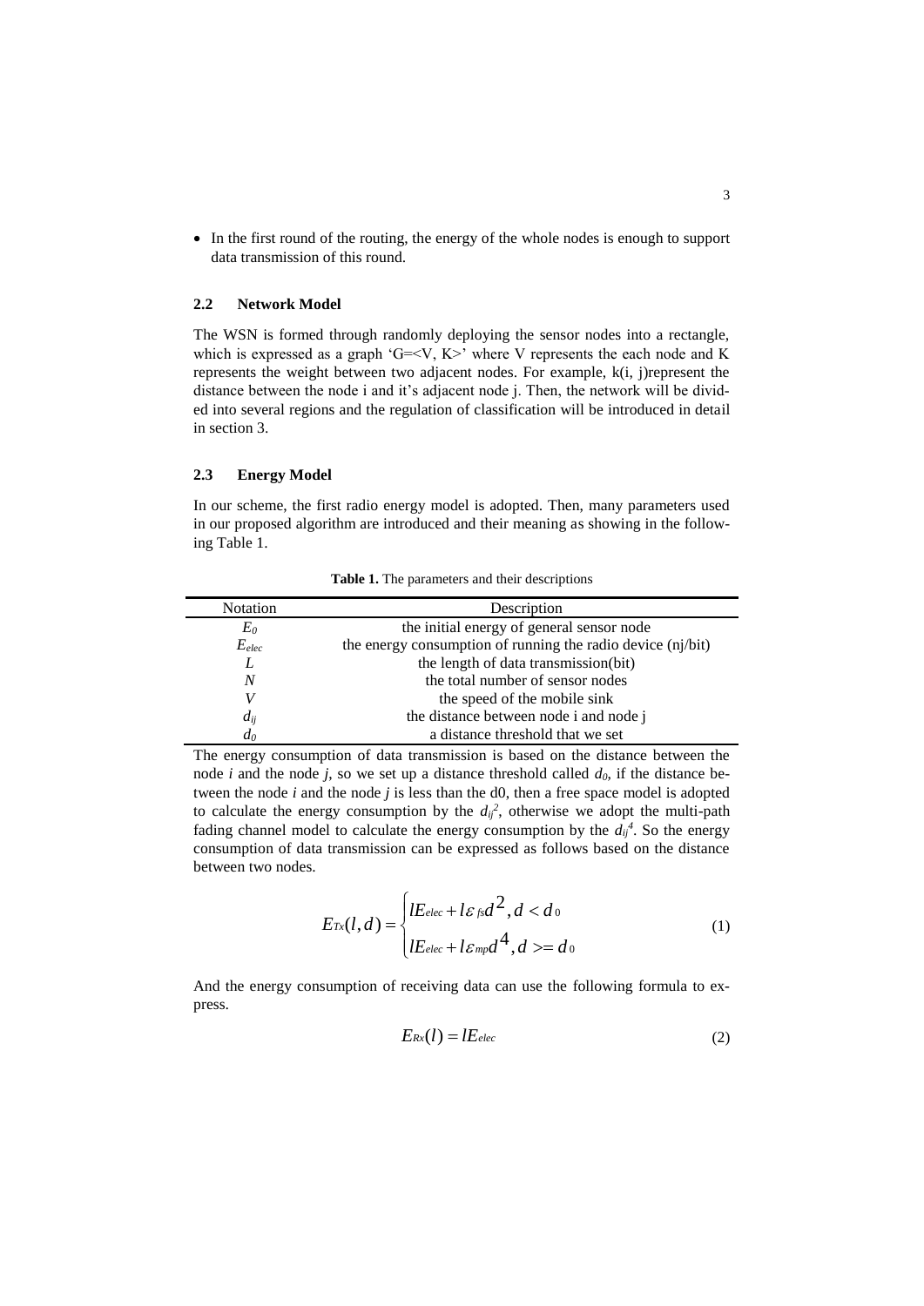- In the first round of the routing, the energy of the whole nodes is enough to support data transmission of this round.

### 2.2 Network Model

The WSN is formed through randomly deploying the sensor nodes into a rectangle, which is expressed as a graph 'G=<V, K>' where V represents the each node and K represents the weight between two adjacent nodes. For example, k(i, j)represent the distance between the node i and it's adjacent node j. Then, the network will be divided into several regions and the regulation of classification will be introduced in detail in section 3.

### 2.3 Energy Model

In our scheme, the first radio energy model is adopted. Then, many parameters used in our proposed algorithm are introduced and their meaning as showing in the following Table 1.

**Table 1.** The parameters and their descriptions

| Notation | Description |
|---|---|
| $E_0$ | the initial energy of general sensor node |
| $E_{elec}$ | the energy consumption of running the radio device (nj/bit) |
| $L$ | the length of data transmission(bit) |
| $N$ | the total number of sensor nodes |
| $V$ | the speed of the mobile sink |
| $d_{ij}$ | the distance between node i and node j |
| $d_0$ | a distance threshold that we set |

The energy consumption of data transmission is based on the distance between the node *i* and the node *j*, so we set up a distance threshold called $d_0$, if the distance between the node *i* and the node *j* is less than the d0, then a free space model is adopted to calculate the energy consumption by the $d_{ij}^2$, otherwise we adopt the multi-path fading channel model to calculate the energy consumption by the $d_{ij}^4$. So the energy consumption of data transmission can be expressed as follows based on the distance between two nodes.

$$E_{Tx}(l,d) = \begin{cases} lE_{elec} + l\varepsilon_{fs}d^2, d < d_0 \\ lE_{elec} + l\varepsilon_{mp}d^4, d >= d_0 \end{cases} \tag{1}$$

And the energy consumption of receiving data can use the following formula to express.

$$E_{Rx}(l) = lE_{elec} \tag{2}$$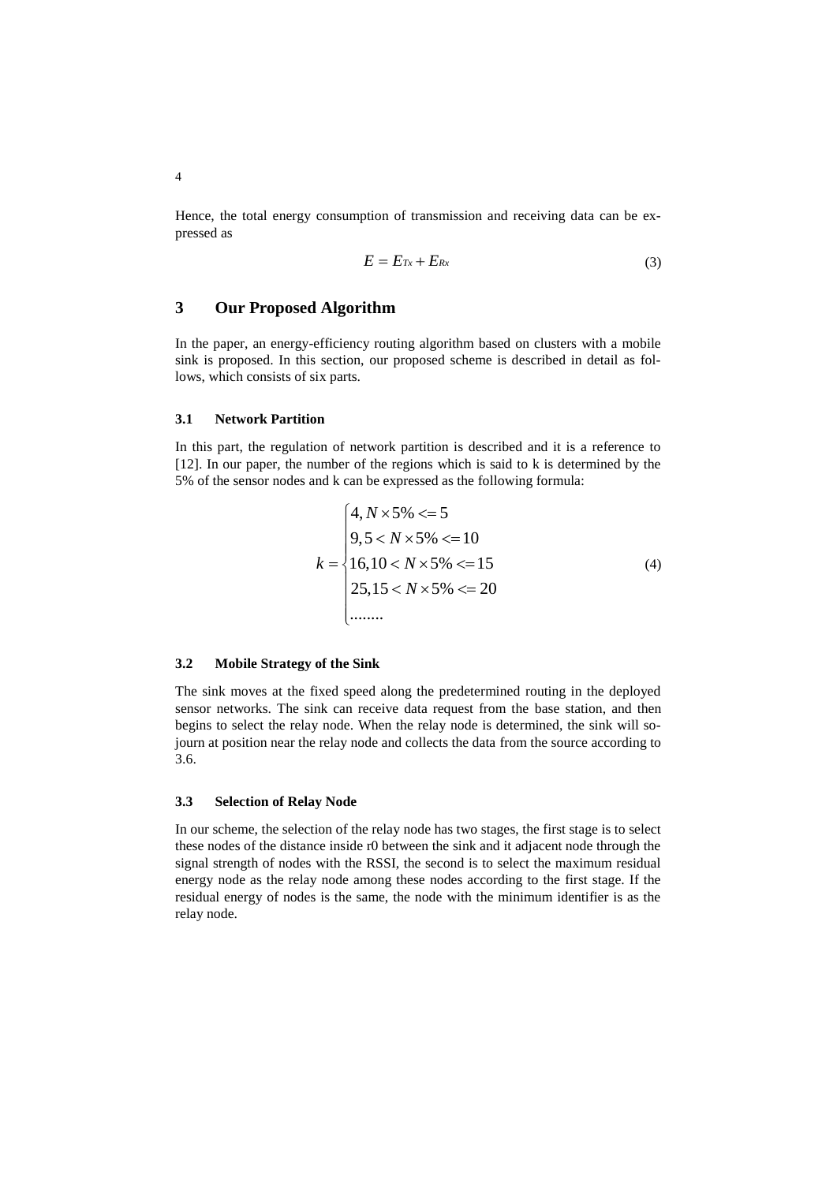Hence, the total energy consumption of transmission and receiving data can be expressed as

$$E = E_{Tx} + E_{Rx} \tag{3}$$

## 3 Our Proposed Algorithm

In the paper, an energy-efficiency routing algorithm based on clusters with a mobile sink is proposed. In this section, our proposed scheme is described in detail as follows, which consists of six parts.

### 3.1 Network Partition

In this part, the regulation of network partition is described and it is a reference to [12]. In our paper, the number of the regions which is said to k is determined by the 5% of the sensor nodes and k can be expressed as the following formula:

$$k = \begin{cases} 4, N \times 5\% <= 5 \\ 9, 5 < N \times 5\% <= 10 \\ 16, 10 < N \times 5\% <= 15 \\ 25, 15 < N \times 5\% <= 20 \\ \ldots\ldots \end{cases} \tag{4}$$

### 3.2 Mobile Strategy of the Sink

The sink moves at the fixed speed along the predetermined routing in the deployed sensor networks. The sink can receive data request from the base station, and then begins to select the relay node. When the relay node is determined, the sink will sojourn at position near the relay node and collects the data from the source according to 3.6.

### 3.3 Selection of Relay Node

In our scheme, the selection of the relay node has two stages, the first stage is to select these nodes of the distance inside r0 between the sink and it adjacent node through the signal strength of nodes with the RSSI, the second is to select the maximum residual energy node as the relay node among these nodes according to the first stage. If the residual energy of nodes is the same, the node with the minimum identifier is as the relay node.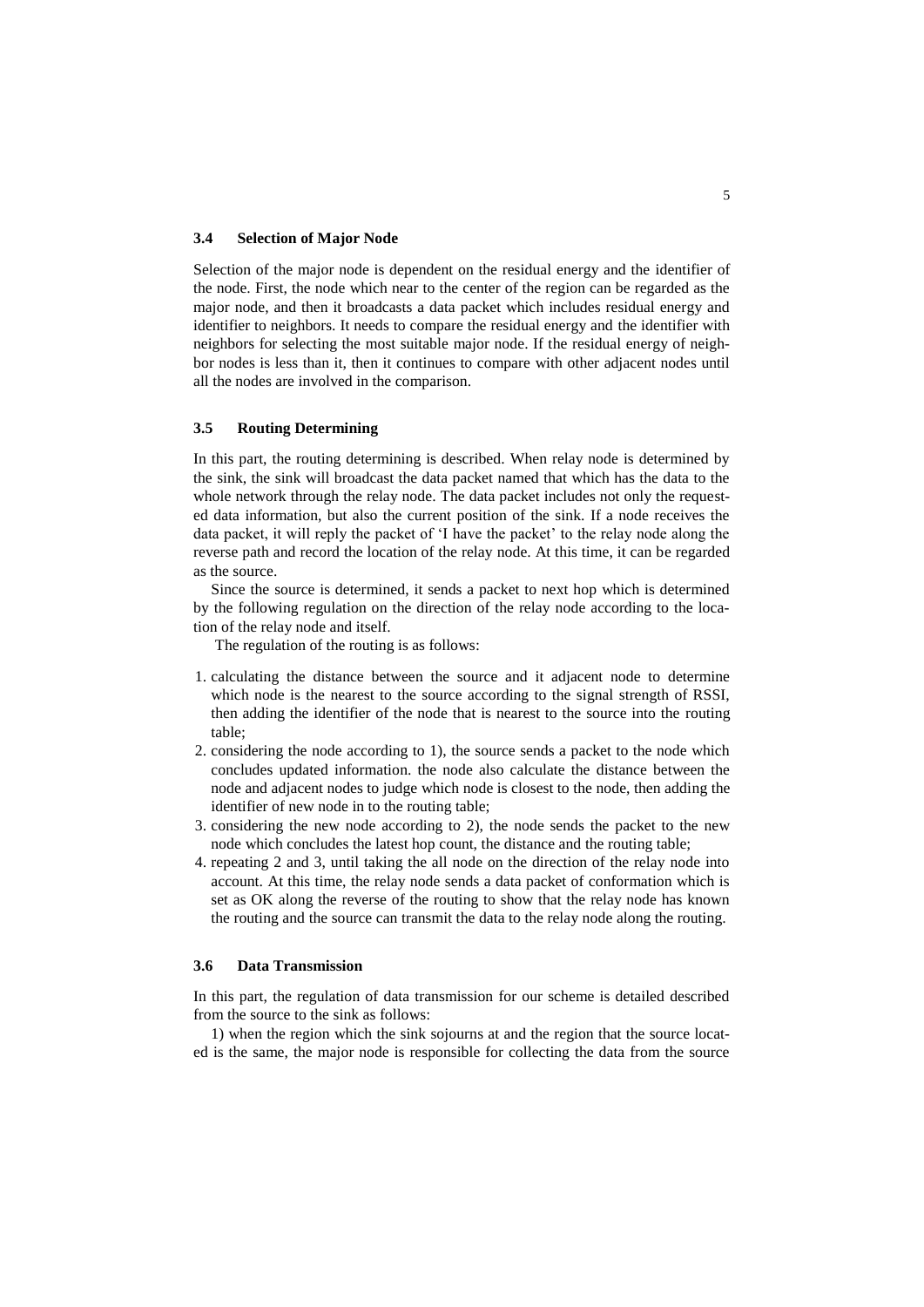### 3.4 Selection of Major Node

Selection of the major node is dependent on the residual energy and the identifier of the node. First, the node which near to the center of the region can be regarded as the major node, and then it broadcasts a data packet which includes residual energy and identifier to neighbors. It needs to compare the residual energy and the identifier with neighbors for selecting the most suitable major node. If the residual energy of neighbor nodes is less than it, then it continues to compare with other adjacent nodes until all the nodes are involved in the comparison.

### 3.5 Routing Determining

In this part, the routing determining is described. When relay node is determined by the sink, the sink will broadcast the data packet named that which has the data to the whole network through the relay node. The data packet includes not only the requested data information, but also the current position of the sink. If a node receives the data packet, it will reply the packet of 'I have the packet' to the relay node along the reverse path and record the location of the relay node. At this time, it can be regarded as the source.

Since the source is determined, it sends a packet to next hop which is determined by the following regulation on the direction of the relay node according to the location of the relay node and itself.

The regulation of the routing is as follows:

1. calculating the distance between the source and it adjacent node to determine which node is the nearest to the source according to the signal strength of RSSI, then adding the identifier of the node that is nearest to the source into the routing table;
2. considering the node according to 1), the source sends a packet to the node which concludes updated information. the node also calculate the distance between the node and adjacent nodes to judge which node is closest to the node, then adding the identifier of new node in to the routing table;
3. considering the new node according to 2), the node sends the packet to the new node which concludes the latest hop count, the distance and the routing table;
4. repeating 2 and 3, until taking the all node on the direction of the relay node into account. At this time, the relay node sends a data packet of conformation which is set as OK along the reverse of the routing to show that the relay node has known the routing and the source can transmit the data to the relay node along the routing.

### 3.6 Data Transmission

In this part, the regulation of data transmission for our scheme is detailed described from the source to the sink as follows:

1) when the region which the sink sojourns at and the region that the source located is the same, the major node is responsible for collecting the data from the source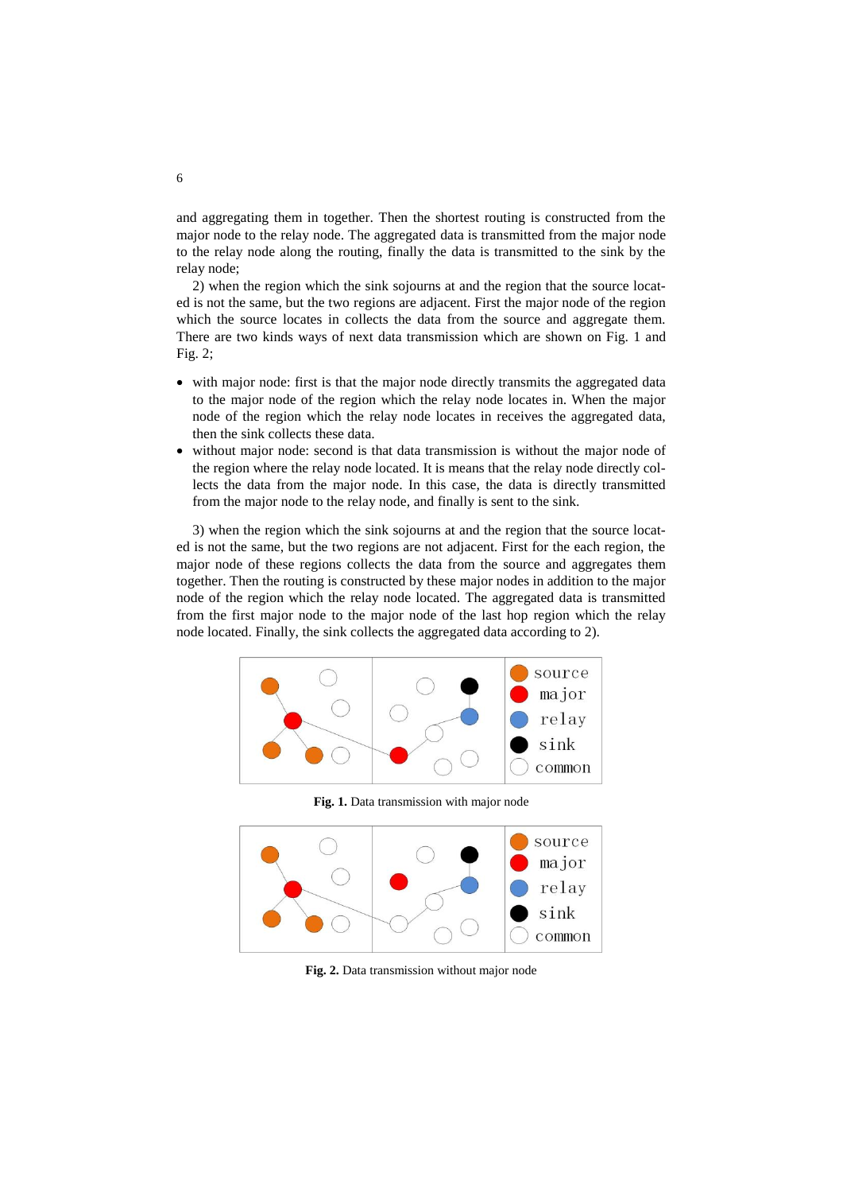and aggregating them in together. Then the shortest routing is constructed from the major node to the relay node. The aggregated data is transmitted from the major node to the relay node along the routing, finally the data is transmitted to the sink by the relay node;

2) when the region which the sink sojourns at and the region that the source located is not the same, but the two regions are adjacent. First the major node of the region which the source locates in collects the data from the source and aggregate them. There are two kinds ways of next data transmission which are shown on Fig. 1 and Fig. 2;

- with major node: first is that the major node directly transmits the aggregated data to the major node of the region which the relay node locates in. When the major node of the region which the relay node locates in receives the aggregated data, then the sink collects these data.
- without major node: second is that data transmission is without the major node of the region where the relay node located. It is means that the relay node directly collects the data from the major node. In this case, the data is directly transmitted from the major node to the relay node, and finally is sent to the sink.

3) when the region which the sink sojourns at and the region that the source located is not the same, but the two regions are not adjacent. First for the each region, the major node of these regions collects the data from the source and aggregates them together. Then the routing is constructed by these major nodes in addition to the major node of the region which the relay node located. The aggregated data is transmitted from the first major node to the major node of the last hop region which the relay node located. Finally, the sink collects the aggregated data according to 2).

**Fig. 1.** Data transmission with major node

**Fig. 2.** Data transmission without major node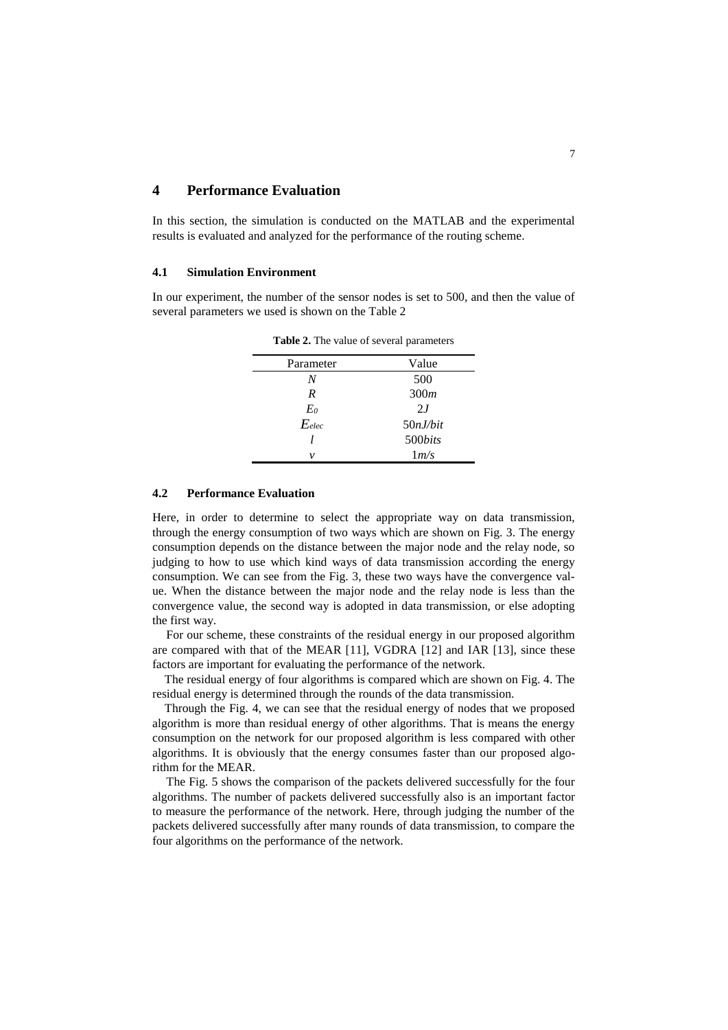## 4 Performance Evaluation

In this section, the simulation is conducted on the MATLAB and the experimental results is evaluated and analyzed for the performance of the routing scheme.

### 4.1 Simulation Environment

In our experiment, the number of the sensor nodes is set to 500, and then the value of several parameters we used is shown on the Table 2

**Table 2.** The value of several parameters

| Parameter | Value |
|---|---|
| $N$ | 500 |
| $R$ | 300$m$ |
| $E_0$ | 2$J$ |
| $E_{elec}$ | 50$nJ/bit$ |
| $l$ | 500$bits$ |
| $v$ | 1$m/s$ |

### 4.2 Performance Evaluation

Here, in order to determine to select the appropriate way on data transmission, through the energy consumption of two ways which are shown on Fig. 3. The energy consumption depends on the distance between the major node and the relay node, so judging to how to use which kind ways of data transmission according the energy consumption. We can see from the Fig. 3, these two ways have the convergence value. When the distance between the major node and the relay node is less than the convergence value, the second way is adopted in data transmission, or else adopting the first way.

For our scheme, these constraints of the residual energy in our proposed algorithm are compared with that of the MEAR [11], VGDRA [12] and IAR [13], since these factors are important for evaluating the performance of the network.

The residual energy of four algorithms is compared which are shown on Fig. 4. The residual energy is determined through the rounds of the data transmission.

Through the Fig. 4, we can see that the residual energy of nodes that we proposed algorithm is more than residual energy of other algorithms. That is means the energy consumption on the network for our proposed algorithm is less compared with other algorithms. It is obviously that the energy consumes faster than our proposed algorithm for the MEAR.

The Fig. 5 shows the comparison of the packets delivered successfully for the four algorithms. The number of packets delivered successfully also is an important factor to measure the performance of the network. Here, through judging the number of the packets delivered successfully after many rounds of data transmission, to compare the four algorithms on the performance of the network.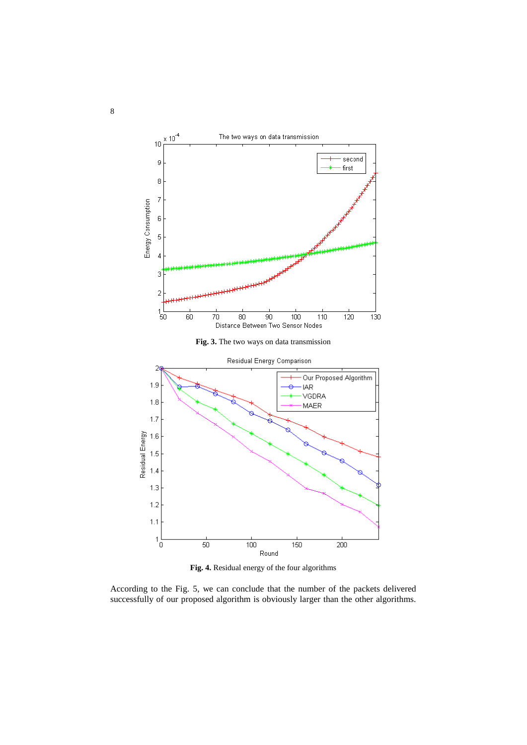**Fig. 3.** The two ways on data transmission

**Fig. 4.** Residual energy of the four algorithms

According to the Fig. 5, we can conclude that the number of the packets delivered successfully of our proposed algorithm is obviously larger than the other algorithms.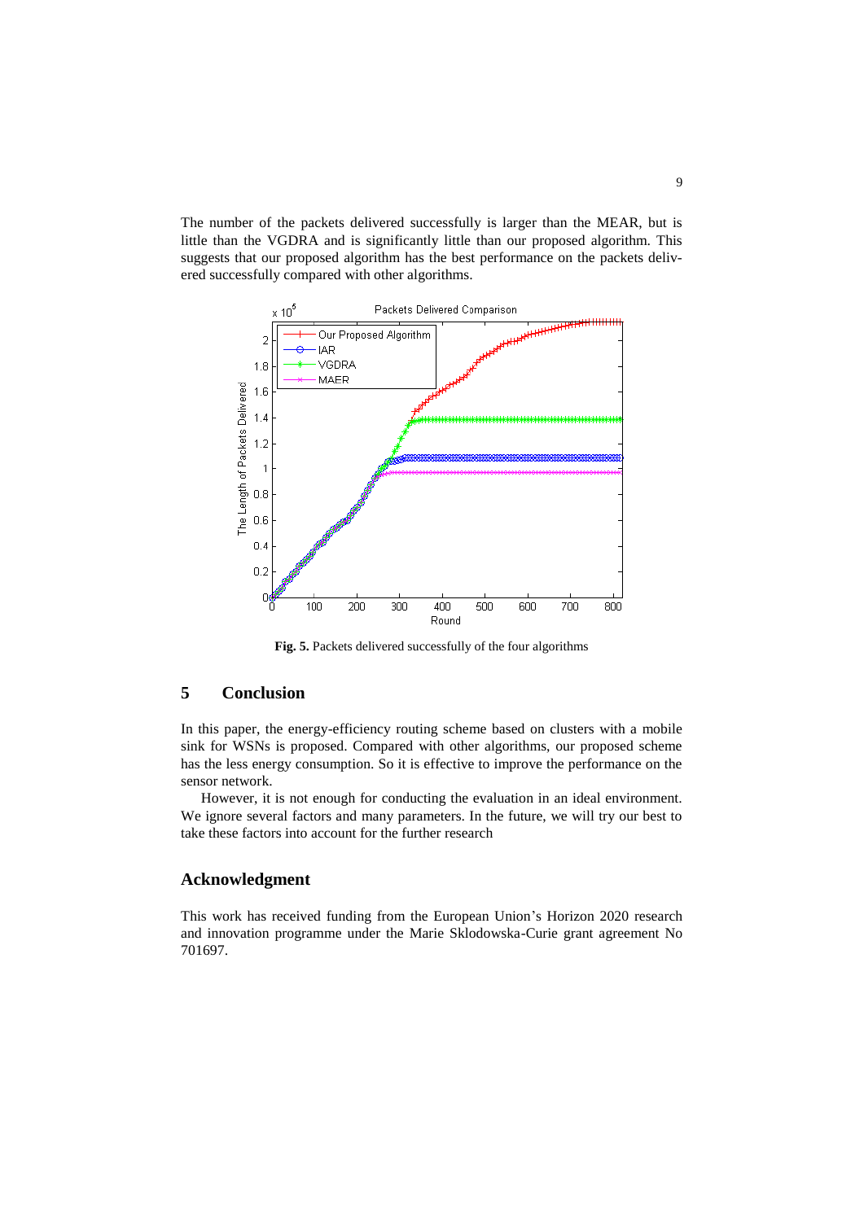The number of the packets delivered successfully is larger than the MEAR, but is little than the VGDRA and is significantly little than our proposed algorithm. This suggests that our proposed algorithm has the best performance on the packets delivered successfully compared with other algorithms.

**Fig. 5.** Packets delivered successfully of the four algorithms

## 5 Conclusion

In this paper, the energy-efficiency routing scheme based on clusters with a mobile sink for WSNs is proposed. Compared with other algorithms, our proposed scheme has the less energy consumption. So it is effective to improve the performance on the sensor network.

However, it is not enough for conducting the evaluation in an ideal environment. We ignore several factors and many parameters. In the future, we will try our best to take these factors into account for the further research

## Acknowledgment

This work has received funding from the European Union's Horizon 2020 research and innovation programme under the Marie Sklodowska-Curie grant agreement No 701697.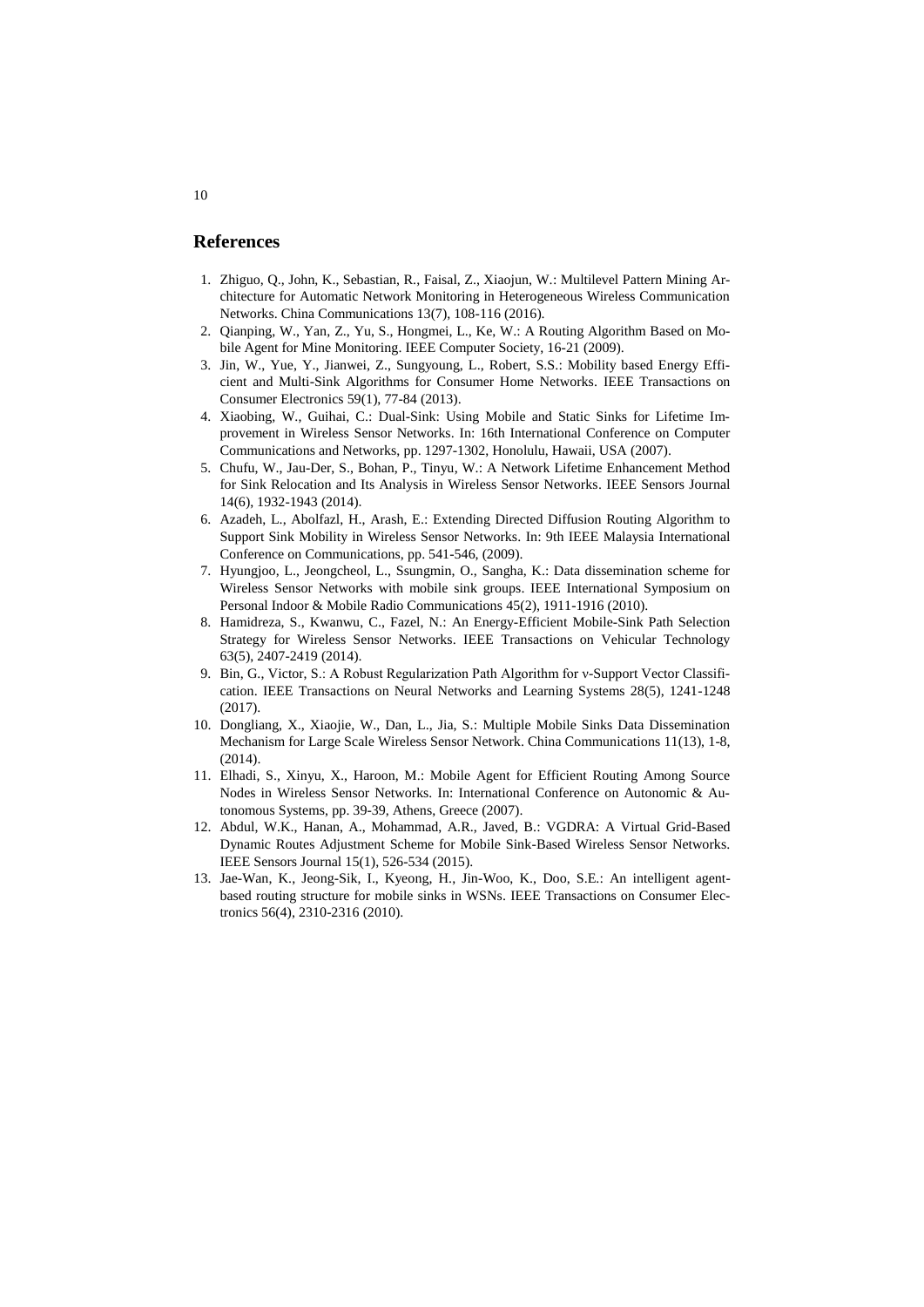## References

1. Zhiguo, Q., John, K., Sebastian, R., Faisal, Z., Xiaojun, W.: Multilevel Pattern Mining Architecture for Automatic Network Monitoring in Heterogeneous Wireless Communication Networks. China Communications 13(7), 108-116 (2016).
2. Qianping, W., Yan, Z., Yu, S., Hongmei, L., Ke, W.: A Routing Algorithm Based on Mobile Agent for Mine Monitoring. IEEE Computer Society, 16-21 (2009).
3. Jin, W., Yue, Y., Jianwei, Z., Sungyoung, L., Robert, S.S.: Mobility based Energy Efficient and Multi-Sink Algorithms for Consumer Home Networks. IEEE Transactions on Consumer Electronics 59(1), 77-84 (2013).
4. Xiaobing, W., Guihai, C.: Dual-Sink: Using Mobile and Static Sinks for Lifetime Improvement in Wireless Sensor Networks. In: 16th International Conference on Computer Communications and Networks, pp. 1297-1302, Honolulu, Hawaii, USA (2007).
5. Chufu, W., Jau-Der, S., Bohan, P., Tinyu, W.: A Network Lifetime Enhancement Method for Sink Relocation and Its Analysis in Wireless Sensor Networks. IEEE Sensors Journal 14(6), 1932-1943 (2014).
6. Azadeh, L., Abolfazl, H., Arash, E.: Extending Directed Diffusion Routing Algorithm to Support Sink Mobility in Wireless Sensor Networks. In: 9th IEEE Malaysia International Conference on Communications, pp. 541-546, (2009).
7. Hyungjoo, L., Jeongcheol, L., Ssungmin, O., Sangha, K.: Data dissemination scheme for Wireless Sensor Networks with mobile sink groups. IEEE International Symposium on Personal Indoor & Mobile Radio Communications 45(2), 1911-1916 (2010).
8. Hamidreza, S., Kwanwu, C., Fazel, N.: An Energy-Efficient Mobile-Sink Path Selection Strategy for Wireless Sensor Networks. IEEE Transactions on Vehicular Technology 63(5), 2407-2419 (2014).
9. Bin, G., Victor, S.: A Robust Regularization Path Algorithm for ν-Support Vector Classification. IEEE Transactions on Neural Networks and Learning Systems 28(5), 1241-1248 (2017).
10. Dongliang, X., Xiaojie, W., Dan, L., Jia, S.: Multiple Mobile Sinks Data Dissemination Mechanism for Large Scale Wireless Sensor Network. China Communications 11(13), 1-8, (2014).
11. Elhadi, S., Xinyu, X., Haroon, M.: Mobile Agent for Efficient Routing Among Source Nodes in Wireless Sensor Networks. In: International Conference on Autonomic & Autonomous Systems, pp. 39-39, Athens, Greece (2007).
12. Abdul, W.K., Hanan, A., Mohammad, A.R., Javed, B.: VGDRA: A Virtual Grid-Based Dynamic Routes Adjustment Scheme for Mobile Sink-Based Wireless Sensor Networks. IEEE Sensors Journal 15(1), 526-534 (2015).
13. Jae-Wan, K., Jeong-Sik, I., Kyeong, H., Jin-Woo, K., Doo, S.E.: An intelligent agent-based routing structure for mobile sinks in WSNs. IEEE Transactions on Consumer Electronics 56(4), 2310-2316 (2010).